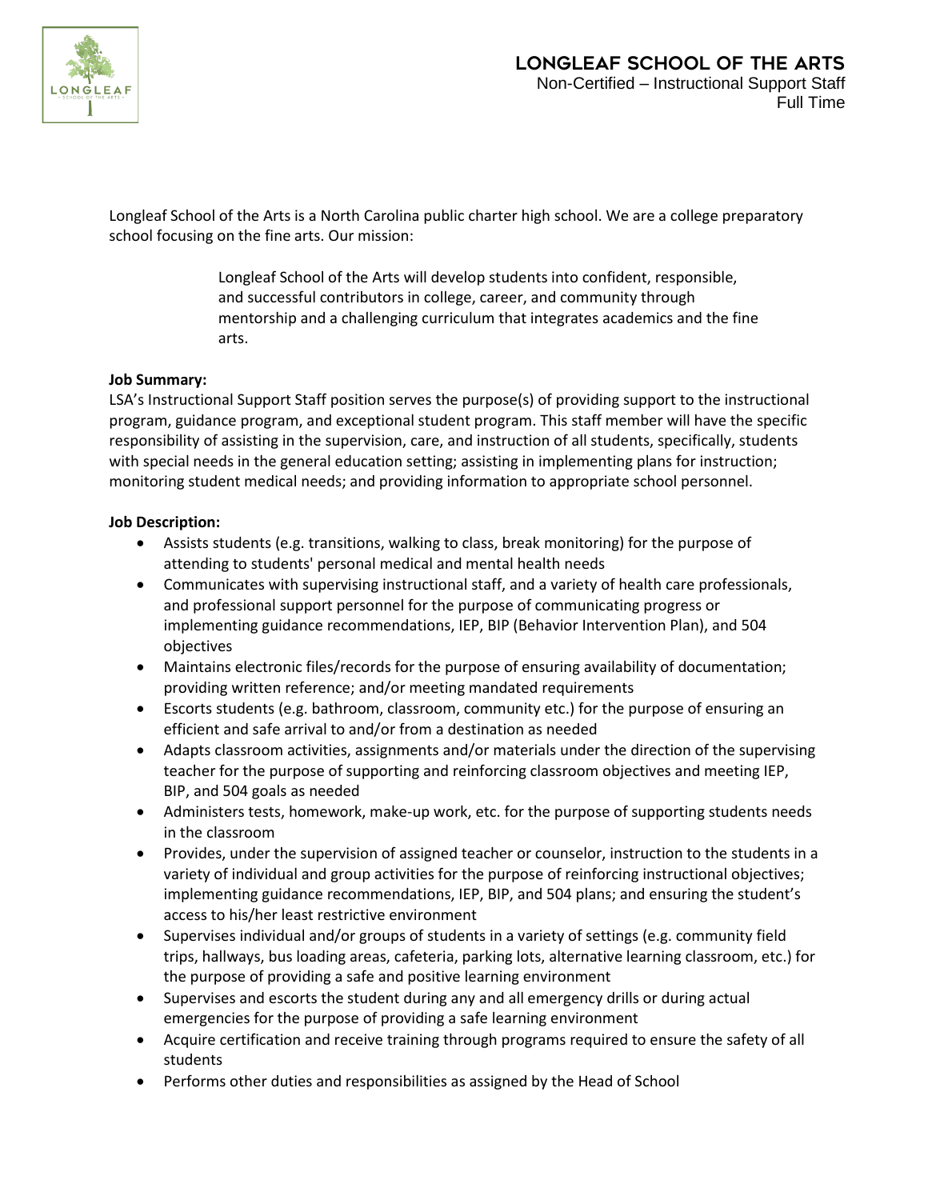# LONGLEAF SCHOOL OF THE ARTS

Non-Certified – Instructional Support Staff
Full Time

Longleaf School of the Arts is a North Carolina public charter high school. We are a college preparatory school focusing on the fine arts. Our mission:

> Longleaf School of the Arts will develop students into confident, responsible, and successful contributors in college, career, and community through mentorship and a challenging curriculum that integrates academics and the fine arts.

**Job Summary:**
LSA's Instructional Support Staff position serves the purpose(s) of providing support to the instructional program, guidance program, and exceptional student program. This staff member will have the specific responsibility of assisting in the supervision, care, and instruction of all students, specifically, students with special needs in the general education setting; assisting in implementing plans for instruction; monitoring student medical needs; and providing information to appropriate school personnel.

**Job Description:**

- Assists students (e.g. transitions, walking to class, break monitoring) for the purpose of attending to students' personal medical and mental health needs
- Communicates with supervising instructional staff, and a variety of health care professionals, and professional support personnel for the purpose of communicating progress or implementing guidance recommendations, IEP, BIP (Behavior Intervention Plan), and 504 objectives
- Maintains electronic files/records for the purpose of ensuring availability of documentation; providing written reference; and/or meeting mandated requirements
- Escorts students (e.g. bathroom, classroom, community etc.) for the purpose of ensuring an efficient and safe arrival to and/or from a destination as needed
- Adapts classroom activities, assignments and/or materials under the direction of the supervising teacher for the purpose of supporting and reinforcing classroom objectives and meeting IEP, BIP, and 504 goals as needed
- Administers tests, homework, make-up work, etc. for the purpose of supporting students needs in the classroom
- Provides, under the supervision of assigned teacher or counselor, instruction to the students in a variety of individual and group activities for the purpose of reinforcing instructional objectives; implementing guidance recommendations, IEP, BIP, and 504 plans; and ensuring the student's access to his/her least restrictive environment
- Supervises individual and/or groups of students in a variety of settings (e.g. community field trips, hallways, bus loading areas, cafeteria, parking lots, alternative learning classroom, etc.) for the purpose of providing a safe and positive learning environment
- Supervises and escorts the student during any and all emergency drills or during actual emergencies for the purpose of providing a safe learning environment
- Acquire certification and receive training through programs required to ensure the safety of all students
- Performs other duties and responsibilities as assigned by the Head of School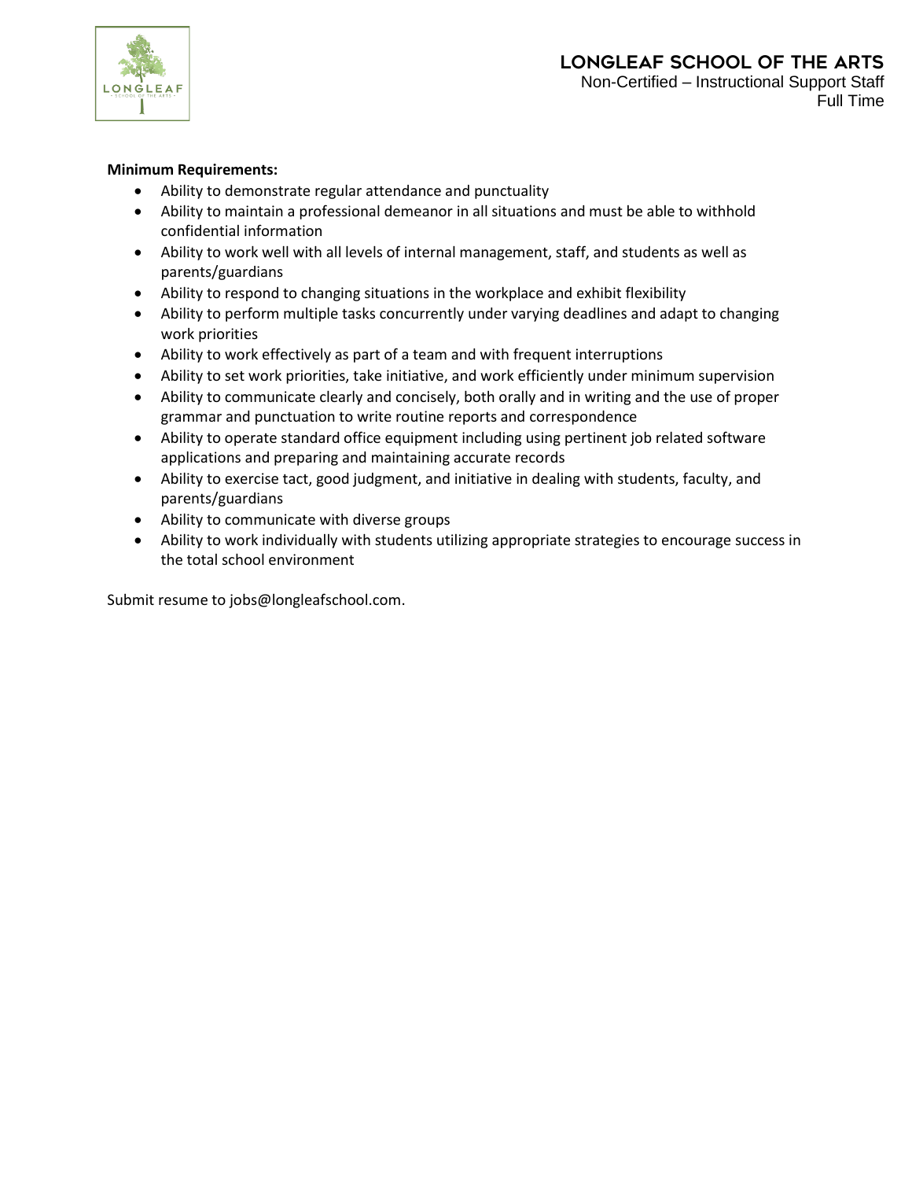**Minimum Requirements:**

- Ability to demonstrate regular attendance and punctuality
- Ability to maintain a professional demeanor in all situations and must be able to withhold confidential information
- Ability to work well with all levels of internal management, staff, and students as well as parents/guardians
- Ability to respond to changing situations in the workplace and exhibit flexibility
- Ability to perform multiple tasks concurrently under varying deadlines and adapt to changing work priorities
- Ability to work effectively as part of a team and with frequent interruptions
- Ability to set work priorities, take initiative, and work efficiently under minimum supervision
- Ability to communicate clearly and concisely, both orally and in writing and the use of proper grammar and punctuation to write routine reports and correspondence
- Ability to operate standard office equipment including using pertinent job related software applications and preparing and maintaining accurate records
- Ability to exercise tact, good judgment, and initiative in dealing with students, faculty, and parents/guardians
- Ability to communicate with diverse groups
- Ability to work individually with students utilizing appropriate strategies to encourage success in the total school environment

Submit resume to jobs@longleafschool.com.